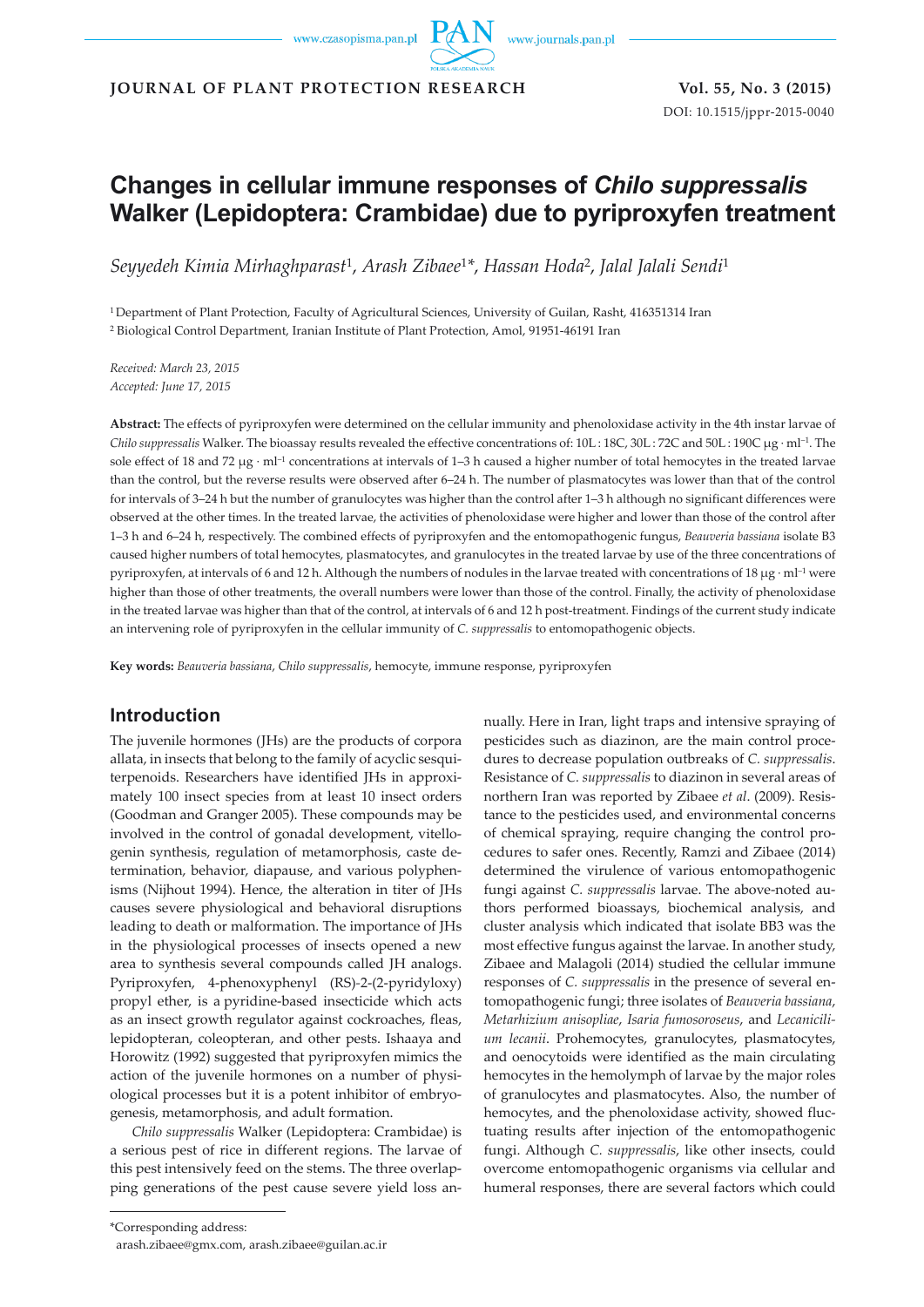**JOURNAL OF PLANT PROTECTION RESEARCH** **Vol. 55, No. 3 (2015)**

DOI: 10.1515/jppr-2015-0040

# Changes in cellular immune responses of *Chilo suppressalis* Walker (Lepidoptera: Crambidae) due to pyriproxyfen treatment

*Seyyedeh Kimia Mirhaghparast*[1], *Arash Zibaee*[1]*, *Hassan Hoda*[2], *Jalal Jalali Sendi*[1]

[1] Department of Plant Protection, Faculty of Agricultural Sciences, University of Guilan, Rasht, 416351314 Iran

[2] Biological Control Department, Iranian Institute of Plant Protection, Amol, 91951-46191 Iran

*Received: March 23, 2015*
*Accepted: June 17, 2015*

**Abstract:** The effects of pyriproxyfen were determined on the cellular immunity and phenoloxidase activity in the 4th instar larvae of *Chilo suppressalis* Walker. The bioassay results revealed the effective concentrations of: 10L : 18C, 30L : 72C and 50L : 190C μg · ml$^{-1}$. The sole effect of 18 and 72 μg · ml$^{-1}$ concentrations at intervals of 1–3 h caused a higher number of total hemocytes in the treated larvae than the control, but the reverse results were observed after 6–24 h. The number of plasmatocytes was lower than that of the control for intervals of 3–24 h but the number of granulocytes was higher than the control after 1–3 h although no significant differences were observed at the other times. In the treated larvae, the activities of phenoloxidase were higher and lower than those of the control after 1–3 h and 6–24 h, respectively. The combined effects of pyriproxyfen and the entomopathogenic fungus, *Beauveria bassiana* isolate B3 caused higher numbers of total hemocytes, plasmatocytes, and granulocytes in the treated larvae by use of the three concentrations of pyriproxyfen, at intervals of 6 and 12 h. Although the numbers of nodules in the larvae treated with concentrations of 18 μg · ml$^{-1}$ were higher than those of other treatments, the overall numbers were lower than those of the control. Finally, the activity of phenoloxidase in the treated larvae was higher than that of the control, at intervals of 6 and 12 h post-treatment. Findings of the current study indicate an intervening role of pyriproxyfen in the cellular immunity of *C. suppressalis* to entomopathogenic objects.

**Key words:** *Beauveria bassiana*, *Chilo suppressalis*, hemocyte, immune response, pyriproxyfen

## Introduction

The juvenile hormones (JHs) are the products of corpora allata, in insects that belong to the family of acyclic sesquiterpenoids. Researchers have identified JHs in approximately 100 insect species from at least 10 insect orders (Goodman and Granger 2005). These compounds may be involved in the control of gonadal development, vitellogenin synthesis, regulation of metamorphosis, caste determination, behavior, diapause, and various polyphenisms (Nijhout 1994). Hence, the alteration in titer of JHs causes severe physiological and behavioral disruptions leading to death or malformation. The importance of JHs in the physiological processes of insects opened a new area to synthesis several compounds called JH analogs. Pyriproxyfen, 4-phenoxyphenyl (RS)-2-(2-pyridyloxy) propyl ether, is a pyridine-based insecticide which acts as an insect growth regulator against cockroaches, fleas, lepidopteran, coleopteran, and other pests. Ishaaya and Horowitz (1992) suggested that pyriproxyfen mimics the action of the juvenile hormones on a number of physiological processes but it is a potent inhibitor of embryogenesis, metamorphosis, and adult formation.

*Chilo suppressalis* Walker (Lepidoptera: Crambidae) is a serious pest of rice in different regions. The larvae of this pest intensively feed on the stems. The three overlapping generations of the pest cause severe yield loss annually. Here in Iran, light traps and intensive spraying of pesticides such as diazinon, are the main control procedures to decrease population outbreaks of *C. suppressalis*. Resistance of *C. suppressalis* to diazinon in several areas of northern Iran was reported by Zibaee *et al*. (2009). Resistance to the pesticides used, and environmental concerns of chemical spraying, require changing the control procedures to safer ones. Recently, Ramzi and Zibaee (2014) determined the virulence of various entomopathogenic fungi against *C. suppressalis* larvae. The above-noted authors performed bioassays, biochemical analysis, and cluster analysis which indicated that isolate BB3 was the most effective fungus against the larvae. In another study, Zibaee and Malagoli (2014) studied the cellular immune responses of *C. suppressalis* in the presence of several entomopathogenic fungi; three isolates of *Beauveria bassiana*, *Metarhizium anisopliae*, *Isaria fumosoroseus*, and *Lecanicilium lecanii*. Prohemocytes, granulocytes, plasmatocytes, and oenocytoids were identified as the main circulating hemocytes in the hemolymph of larvae by the major roles of granulocytes and plasmatocytes. Also, the number of hemocytes, and the phenoloxidase activity, showed fluctuating results after injection of the entomopathogenic fungi. Although *C. suppressalis*, like other insects, could overcome entomopathogenic organisms via cellular and humeral responses, there are several factors which could

*Corresponding address:
arash.zibaee@gmx.com, arash.zibaee@guilan.ac.ir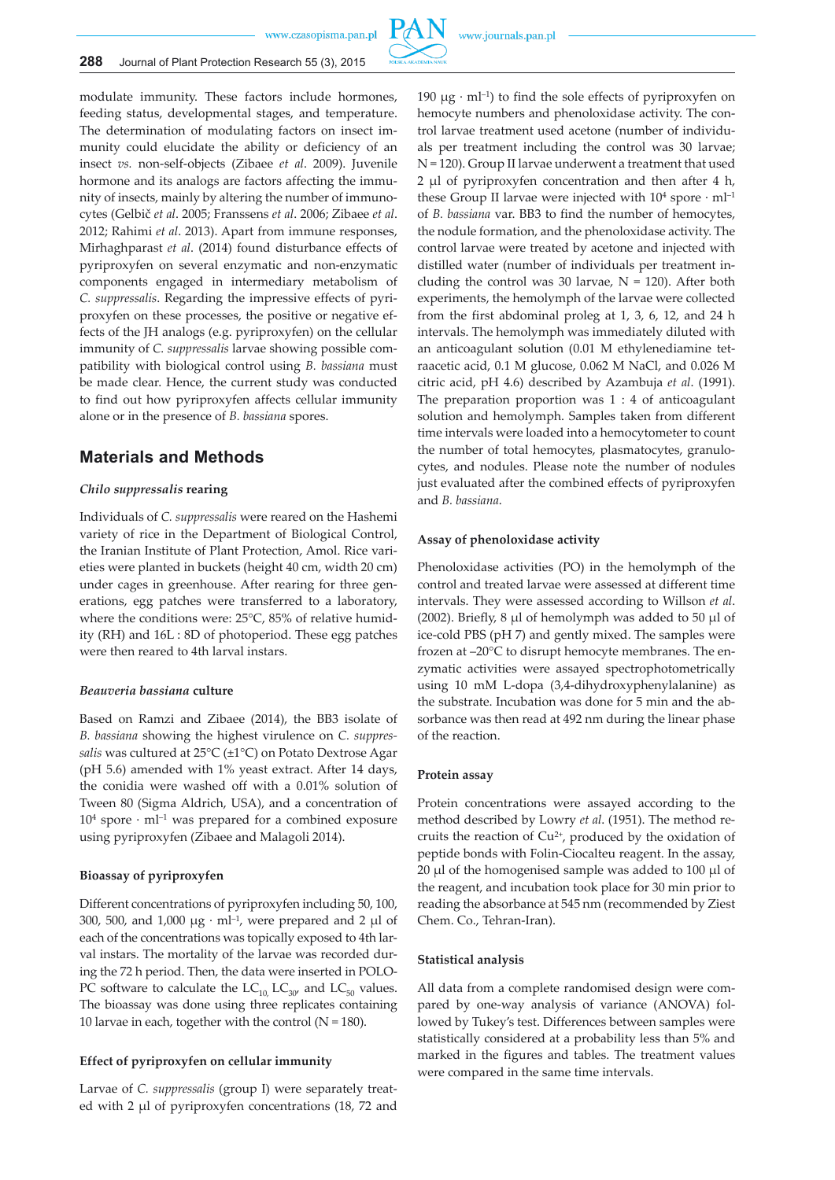modulate immunity. These factors include hormones, feeding status, developmental stages, and temperature. The determination of modulating factors on insect immunity could elucidate the ability or deficiency of an insect *vs.* non-self-objects (Zibaee *et al*. 2009). Juvenile hormone and its analogs are factors affecting the immunity of insects, mainly by altering the number of immunocytes (Gelbič *et al*. 2005; Franssens *et al*. 2006; Zibaee *et al*. 2012; Rahimi *et al*. 2013). Apart from immune responses, Mirhaghparast *et al*. (2014) found disturbance effects of pyriproxyfen on several enzymatic and non-enzymatic components engaged in intermediary metabolism of *C. suppressalis*. Regarding the impressive effects of pyriproxyfen on these processes, the positive or negative effects of the JH analogs (e.g. pyriproxyfen) on the cellular immunity of *C. suppressalis* larvae showing possible compatibility with biological control using *B. bassiana* must be made clear. Hence, the current study was conducted to find out how pyriproxyfen affects cellular immunity alone or in the presence of *B. bassiana* spores.

## Materials and Methods

### *Chilo suppressalis* rearing

Individuals of *C. suppressalis* were reared on the Hashemi variety of rice in the Department of Biological Control, the Iranian Institute of Plant Protection, Amol. Rice varieties were planted in buckets (height 40 cm, width 20 cm) under cages in greenhouse. After rearing for three generations, egg patches were transferred to a laboratory, where the conditions were: 25°C, 85% of relative humidity (RH) and 16L : 8D of photoperiod. These egg patches were then reared to 4th larval instars.

### *Beauveria bassiana* culture

Based on Ramzi and Zibaee (2014), the BB3 isolate of *B. bassiana* showing the highest virulence on *C. suppressalis* was cultured at 25°C (±1°C) on Potato Dextrose Agar (pH 5.6) amended with 1% yeast extract. After 14 days, the conidia were washed off with a 0.01% solution of Tween 80 (Sigma Aldrich, USA), and a concentration of $10^4$ spore · $ml^{-1}$ was prepared for a combined exposure using pyriproxyfen (Zibaee and Malagoli 2014).

### Bioassay of pyriproxyfen

Different concentrations of pyriproxyfen including 50, 100, 300, 500, and 1,000 μg · $ml^{-1}$, were prepared and 2 μl of each of the concentrations was topically exposed to 4th larval instars. The mortality of the larvae was recorded during the 72 h period. Then, the data were inserted in POLO-PC software to calculate the $LC_{10}$, $LC_{30}$, and $LC_{50}$ values. The bioassay was done using three replicates containing 10 larvae in each, together with the control (N = 180).

### Effect of pyriproxyfen on cellular immunity

Larvae of *C. suppressalis* (group I) were separately treated with 2 μl of pyriproxyfen concentrations (18, 72 and 190 μg · $ml^{-1}$) to find the sole effects of pyriproxyfen on hemocyte numbers and phenoloxidase activity. The control larvae treatment used acetone (number of individuals per treatment including the control was 30 larvae; N = 120). Group II larvae underwent a treatment that used 2 μl of pyriproxyfen concentration and then after 4 h, these Group II larvae were injected with $10^4$ spore · $ml^{-1}$ of *B. bassiana* var. BB3 to find the number of hemocytes, the nodule formation, and the phenoloxidase activity. The control larvae were treated by acetone and injected with distilled water (number of individuals per treatment including the control was 30 larvae, N = 120). After both experiments, the hemolymph of the larvae were collected from the first abdominal proleg at 1, 3, 6, 12, and 24 h intervals. The hemolymph was immediately diluted with an anticoagulant solution (0.01 M ethylenediamine tetraacetic acid, 0.1 M glucose, 0.062 M NaCl, and 0.026 M citric acid, pH 4.6) described by Azambuja *et al*. (1991). The preparation proportion was 1 : 4 of anticoagulant solution and hemolymph. Samples taken from different time intervals were loaded into a hemocytometer to count the number of total hemocytes, plasmatocytes, granulocytes, and nodules. Please note the number of nodules just evaluated after the combined effects of pyriproxyfen and *B. bassiana*.

### Assay of phenoloxidase activity

Phenoloxidase activities (PO) in the hemolymph of the control and treated larvae were assessed at different time intervals. They were assessed according to Willson *et al*. (2002). Briefly, 8 μl of hemolymph was added to 50 μl of ice-cold PBS (pH 7) and gently mixed. The samples were frozen at –20°C to disrupt hemocyte membranes. The enzymatic activities were assayed spectrophotometrically using 10 mM L-dopa (3,4-dihydroxyphenylalanine) as the substrate. Incubation was done for 5 min and the absorbance was then read at 492 nm during the linear phase of the reaction.

### Protein assay

Protein concentrations were assayed according to the method described by Lowry *et al*. (1951). The method recruits the reaction of $Cu^{2+}$, produced by the oxidation of peptide bonds with Folin-Ciocalteu reagent. In the assay, 20 μl of the homogenised sample was added to 100 μl of the reagent, and incubation took place for 30 min prior to reading the absorbance at 545 nm (recommended by Ziest Chem. Co., Tehran-Iran).

### Statistical analysis

All data from a complete randomised design were compared by one-way analysis of variance (ANOVA) followed by Tukey's test. Differences between samples were statistically considered at a probability less than 5% and marked in the figures and tables. The treatment values were compared in the same time intervals.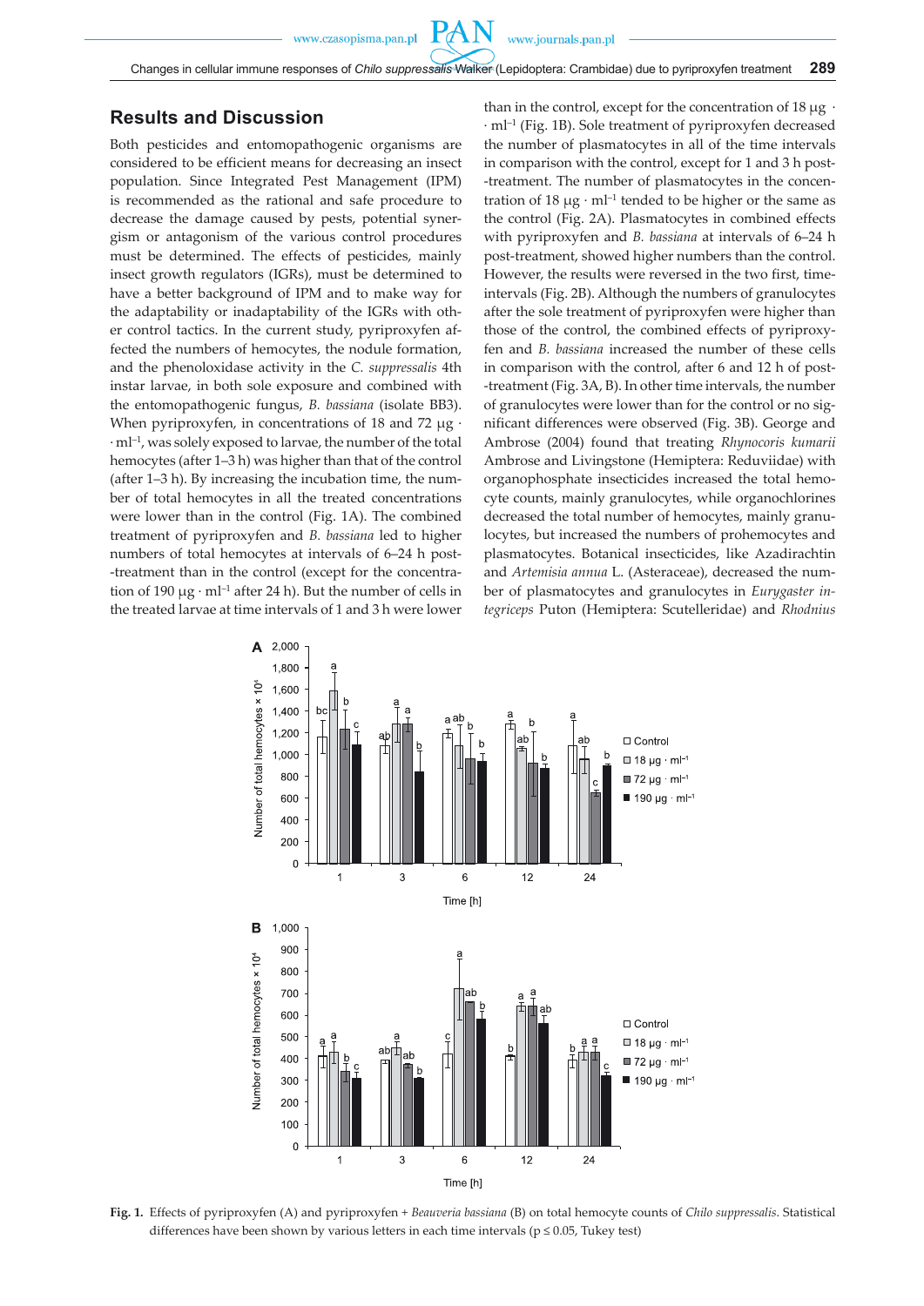## Results and Discussion

Both pesticides and entomopathogenic organisms are considered to be efficient means for decreasing an insect population. Since Integrated Pest Management (IPM) is recommended as the rational and safe procedure to decrease the damage caused by pests, potential synergism or antagonism of the various control procedures must be determined. The effects of pesticides, mainly insect growth regulators (IGRs), must be determined to have a better background of IPM and to make way for the adaptability or inadaptability of the IGRs with other control tactics. In the current study, pyriproxyfen affected the numbers of hemocytes, the nodule formation, and the phenoloxidase activity in the *C. suppressalis* 4th instar larvae, in both sole exposure and combined with the entomopathogenic fungus, *B. bassiana* (isolate BB3). When pyriproxyfen, in concentrations of 18 and 72 μg · $ml^{-1}$, was solely exposed to larvae, the number of the total hemocytes (after 1–3 h) was higher than that of the control (after 1–3 h). By increasing the incubation time, the number of total hemocytes in all the treated concentrations were lower than in the control (Fig. 1A). The combined treatment of pyriproxyfen and *B. bassiana* led to higher numbers of total hemocytes at intervals of 6–24 h post-treatment than in the control (except for the concentration of 190 μg · $ml^{-1}$ after 24 h). But the number of cells in the treated larvae at time intervals of 1 and 3 h were lower than in the control, except for the concentration of 18 μg · $ml^{-1}$ (Fig. 1B). Sole treatment of pyriproxyfen decreased the number of plasmatocytes in all of the time intervals in comparison with the control, except for 1 and 3 h post-treatment. The number of plasmatocytes in the concentration of 18 μg · $ml^{-1}$ tended to be higher or the same as the control (Fig. 2A). Plasmatocytes in combined effects with pyriproxyfen and *B. bassiana* at intervals of 6–24 h post-treatment, showed higher numbers than the control. However, the results were reversed in the two first, time-intervals (Fig. 2B). Although the numbers of granulocytes after the sole treatment of pyriproxyfen were higher than those of the control, the combined effects of pyriproxyfen and *B. bassiana* increased the number of these cells in comparison with the control, after 6 and 12 h of post-treatment (Fig. 3A, B). In other time intervals, the number of granulocytes were lower than for the control or no significant differences were observed (Fig. 3B). George and Ambrose (2004) found that treating *Rhynocoris kumarii* Ambrose and Livingstone (Hemiptera: Reduviidae) with organophosphate insecticides increased the total hemocyte counts, mainly granulocytes, while organochlorines decreased the total number of hemocytes, mainly granulocytes, but increased the numbers of prohemocytes and plasmatocytes. Botanical insecticides, like Azadirachtin and *Artemisia annua* L. (Asteraceae), decreased the number of plasmatocytes and granulocytes in *Eurygaster integriceps* Puton (Hemiptera: Scutelleridae) and *Rhodnius*

**Fig. 1.** Effects of pyriproxyfen (A) and pyriproxyfen + *Beauveria bassiana* (B) on total hemocyte counts of *Chilo suppressalis*. Statistical differences have been shown by various letters in each time intervals ($p \leq 0.05$, Tukey test)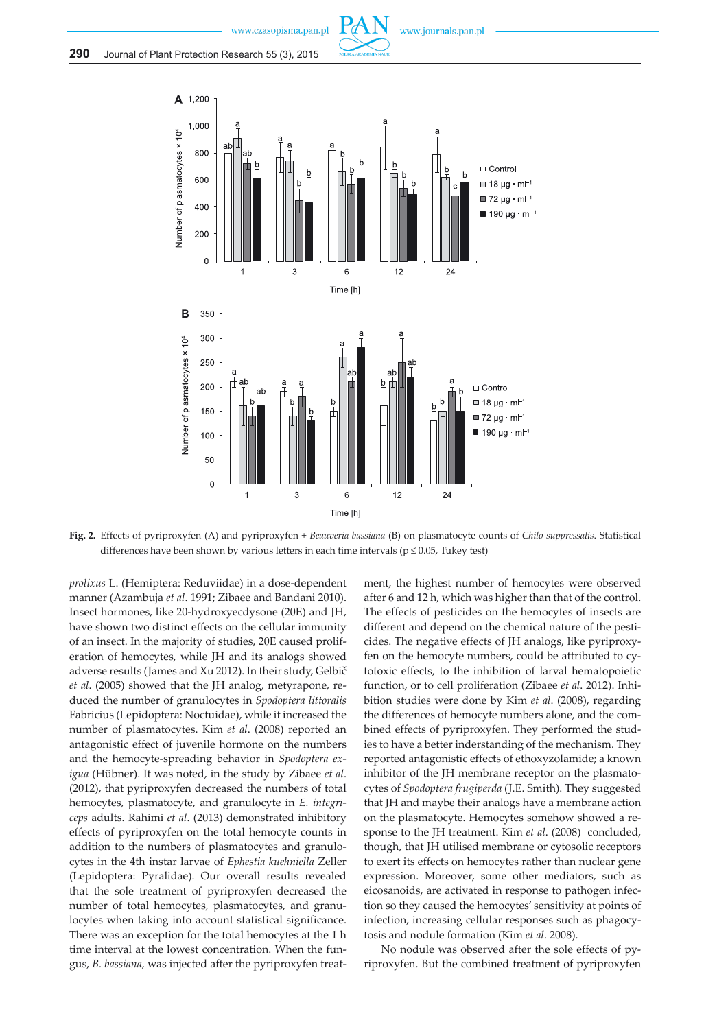**Fig. 2.** Effects of pyriproxyfen (A) and pyriproxyfen + *Beauveria bassiana* (B) on plasmatocyte counts of *Chilo suppressalis*. Statistical differences have been shown by various letters in each time intervals ($p \leq 0.05$, Tukey test)

*prolixus* L. (Hemiptera: Reduviidae) in a dose-dependent manner (Azambuja *et al*. 1991; Zibaee and Bandani 2010). Insect hormones, like 20-hydroxyecdysone (20E) and JH, have shown two distinct effects on the cellular immunity of an insect. In the majority of studies, 20E caused proliferation of hemocytes, while JH and its analogs showed adverse results (James and Xu 2012). In their study, Gelbič *et al*. (2005) showed that the JH analog, metyrapone, reduced the number of granulocytes in *Spodoptera littoralis* Fabricius (Lepidoptera: Noctuidae), while it increased the number of plasmatocytes. Kim *et al*. (2008) reported an antagonistic effect of juvenile hormone on the numbers and the hemocyte-spreading behavior in *Spodoptera exigua* (Hübner). It was noted, in the study by Zibaee *et al*. (2012), that pyriproxyfen decreased the numbers of total hemocytes, plasmatocyte, and granulocyte in *E. integriceps* adults. Rahimi *et al*. (2013) demonstrated inhibitory effects of pyriproxyfen on the total hemocyte counts in addition to the numbers of plasmatocytes and granulocytes in the 4th instar larvae of *Ephestia kuehniella* Zeller (Lepidoptera: Pyralidae). Our overall results revealed that the sole treatment of pyriproxyfen decreased the number of total hemocytes, plasmatocytes, and granulocytes when taking into account statistical significance. There was an exception for the total hemocytes at the 1 h time interval at the lowest concentration. When the fungus, *B. bassiana*, was injected after the pyriproxyfen treatment, the highest number of hemocytes were observed after 6 and 12 h, which was higher than that of the control. The effects of pesticides on the hemocytes of insects are different and depend on the chemical nature of the pesticides. The negative effects of JH analogs, like pyriproxyfen on the hemocyte numbers, could be attributed to cytotoxic effects, to the inhibition of larval hematopoietic function, or to cell proliferation (Zibaee *et al*. 2012). Inhibition studies were done by Kim *et al*. (2008), regarding the differences of hemocyte numbers alone, and the combined effects of pyriproxyfen. They performed the studies to have a better understanding of the mechanism. They reported antagonistic effects of ethoxyzolamide; a known inhibitor of the JH membrane receptor on the plasmatocytes of *Spodoptera frugiperda* (J.E. Smith). They suggested that JH and maybe their analogs have a membrane action on the plasmatocyte. Hemocytes somehow showed a response to the JH treatment. Kim *et al*. (2008) concluded, though, that JH utilised membrane or cytosolic receptors to exert its effects on hemocytes rather than nuclear gene expression. Moreover, some other mediators, such as eicosanoids, are activated in response to pathogen infection so they caused the hemocytes' sensitivity at points of infection, increasing cellular responses such as phagocytosis and nodule formation (Kim *et al*. 2008).

No nodule was observed after the sole effects of pyriproxyfen. But the combined treatment of pyriproxyfen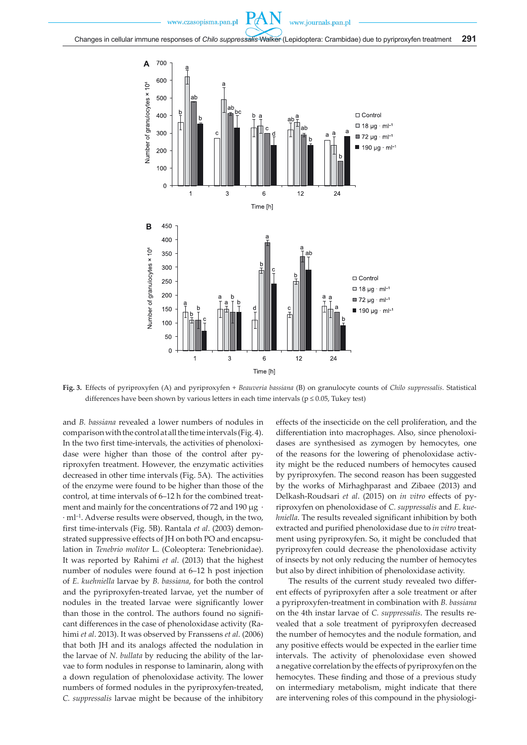**Fig. 3.** Effects of pyriproxyfen (A) and pyriproxyfen + *Beauveria bassiana* (B) on granulocyte counts of *Chilo suppressalis*. Statistical differences have been shown by various letters in each time intervals ($p \leq 0.05$, Tukey test)

and *B. bassiana* revealed a lower numbers of nodules in comparison with the control at all the time intervals (Fig. 4). In the two first time-intervals, the activities of phenoloxidase were higher than those of the control after pyriproxyfen treatment. However, the enzymatic activities decreased in other time intervals (Fig. 5A). The activities of the enzyme were found to be higher than those of the control, at time intervals of 6–12 h for the combined treatment and mainly for the concentrations of 72 and 190 μg · · ml$^{-1}$. Adverse results were observed, though, in the two, first time-intervals (Fig. 5B). Rantala *et al*. (2003) demonstrated suppressive effects of JH on both PO and encapsulation in *Tenebrio molitor* L. (Coleoptera: Tenebrionidae). It was reported by Rahimi *et al*. (2013) that the highest number of nodules were found at 6–12 h post injection of *E. kuehniella* larvae by *B. bassiana*, for both the control and the pyriproxyfen-treated larvae, yet the number of nodules in the treated larvae were significantly lower than those in the control. The authors found no significant differences in the case of phenoloxidase activity (Rahimi *et al*. 2013). It was observed by Franssens *et al*. (2006) that both JH and its analogs affected the nodulation in the larvae of *N. bullata* by reducing the ability of the larvae to form nodules in response to laminarin, along with a down regulation of phenoloxidase activity. The lower numbers of formed nodules in the pyriproxyfen-treated, *C. suppressalis* larvae might be because of the inhibitory effects of the insecticide on the cell proliferation, and the differentiation into macrophages. Also, since phenoloxidases are synthesised as zymogen by hemocytes, one of the reasons for the lowering of phenoloxidase activity might be the reduced numbers of hemocytes caused by pyriproxyfen. The second reason has been suggested by the works of Mirhaghparast and Zibaee (2013) and Delkash-Roudsari *et al*. (2015) on *in vitro* effects of pyriproxyfen on phenoloxidase of *C. suppressalis* and *E. kuehniella*. The results revealed significant inhibition by both extracted and purified phenoloxidase due to *in vitro* treatment using pyriproxyfen. So, it might be concluded that pyriproxyfen could decrease the phenoloxidase activity of insects by not only reducing the number of hemocytes but also by direct inhibition of phenoloxidase activity.

The results of the current study revealed two different effects of pyriproxyfen after a sole treatment or after a pyriproxyfen-treatment in combination with *B. bassiana* on the 4th instar larvae of *C. suppressalis*. The results revealed that a sole treatment of pyriproxyfen decreased the number of hemocytes and the nodule formation, and any positive effects would be expected in the earlier time intervals. The activity of phenoloxidase even showed a negative correlation by the effects of pyriproxyfen on the hemocytes. These finding and those of a previous study on intermediary metabolism, might indicate that there are intervening roles of this compound in the physiologi-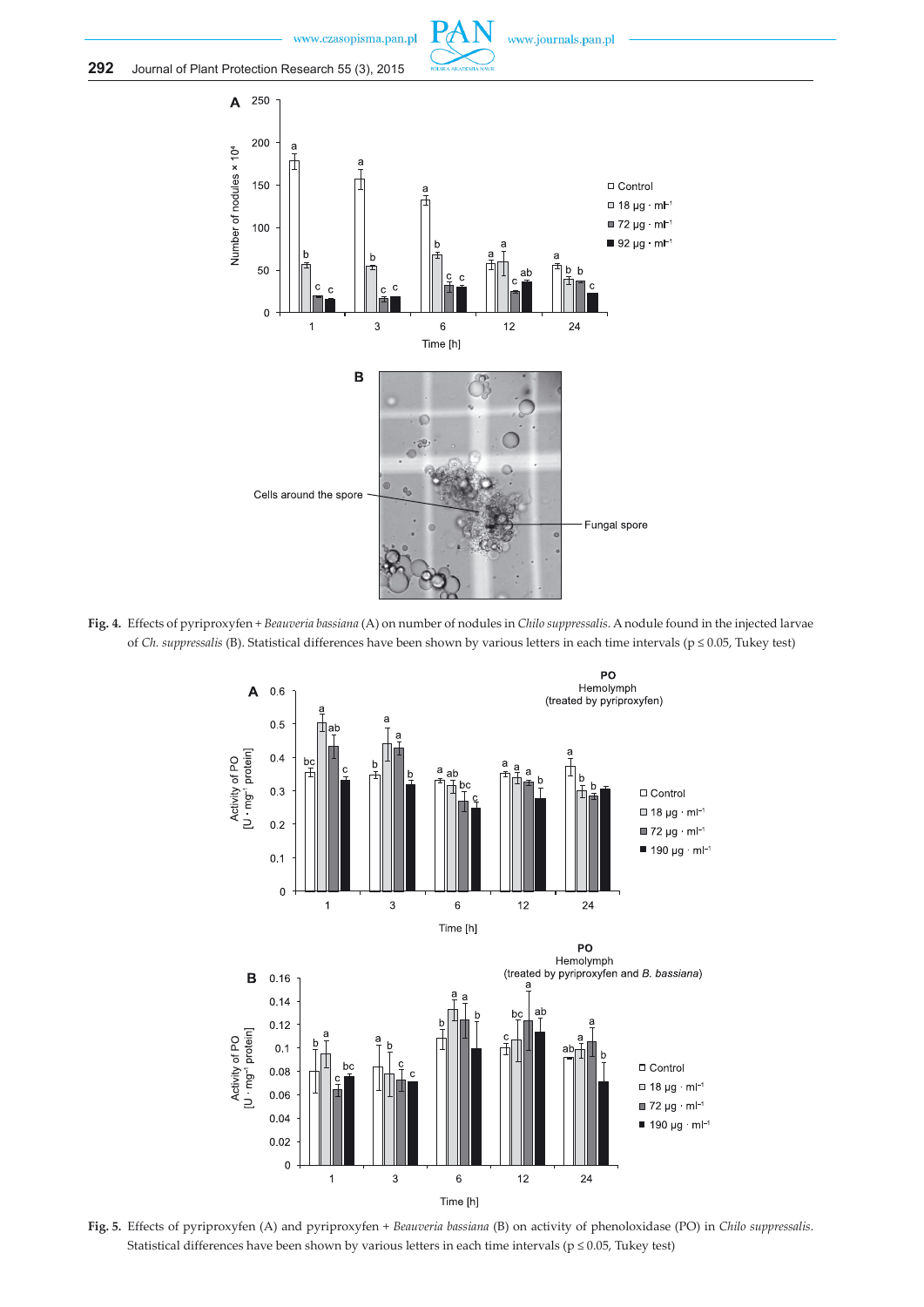**Fig. 4.** Effects of pyriproxyfen + *Beauveria bassiana* (A) on number of nodules in *Chilo suppressalis*. A nodule found in the injected larvae of *Ch. suppressalis* (B). Statistical differences have been shown by various letters in each time intervals ($p \leq 0.05$, Tukey test)

**Fig. 5.** Effects of pyriproxyfen (A) and pyriproxyfen + *Beauveria bassiana* (B) on activity of phenoloxidase (PO) in *Chilo suppressalis*. Statistical differences have been shown by various letters in each time intervals ($p \leq 0.05$, Tukey test)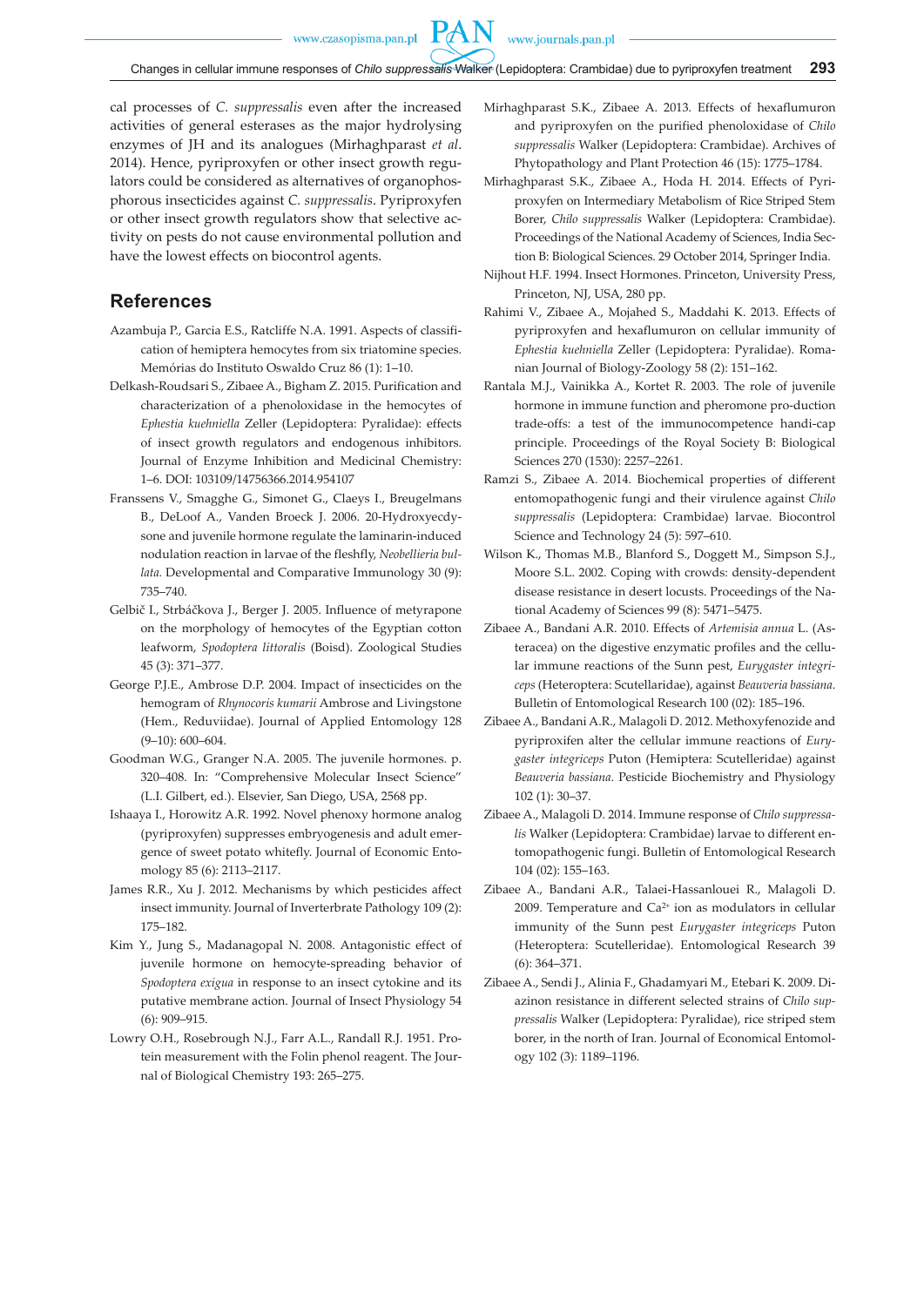cal processes of *C. suppressalis* even after the increased activities of general esterases as the major hydrolysing enzymes of JH and its analogues (Mirhaghparast *et al*. 2014). Hence, pyriproxyfen or other insect growth regulators could be considered as alternatives of organophosphorous insecticides against *C. suppressalis*. Pyriproxyfen or other insect growth regulators show that selective activity on pests do not cause environmental pollution and have the lowest effects on biocontrol agents.

## References

Azambuja P., Garcia E.S., Ratcliffe N.A. 1991. Aspects of classification of hemiptera hemocytes from six triatomine species. Memórias do Instituto Oswaldo Cruz 86 (1): 1–10.

Delkash-Roudsari S., Zibaee A., Bigham Z. 2015. Purification and characterization of a phenoloxidase in the hemocytes of *Ephestia kuehniella* Zeller (Lepidoptera: Pyralidae): effects of insect growth regulators and endogenous inhibitors. Journal of Enzyme Inhibition and Medicinal Chemistry: 1–6. DOI: 103109/14756366.2014.954107

Franssens V., Smagghe G., Simonet G., Claeys I., Breugelmans B., DeLoof A., Vanden Broeck J. 2006. 20-Hydroxyecdysone and juvenile hormone regulate the laminarin-induced nodulation reaction in larvae of the fleshfly, *Neobellieria bullata.* Developmental and Comparative Immunology 30 (9): 735–740.

Gelbič I., Strbáčkova J., Berger J. 2005. Influence of metyrapone on the morphology of hemocytes of the Egyptian cotton leafworm, *Spodoptera littoralis* (Boisd). Zoological Studies 45 (3): 371–377.

George P.J.E., Ambrose D.P. 2004. Impact of insecticides on the hemogram of *Rhynocoris kumarii* Ambrose and Livingstone (Hem., Reduviidae). Journal of Applied Entomology 128 (9–10): 600–604.

Goodman W.G., Granger N.A. 2005. The juvenile hormones. p. 320–408. In: "Comprehensive Molecular Insect Science" (L.I. Gilbert, ed.). Elsevier, San Diego, USA, 2568 pp.

Ishaaya I., Horowitz A.R. 1992. Novel phenoxy hormone analog (pyriproxyfen) suppresses embryogenesis and adult emergence of sweet potato whitefly. Journal of Economic Entomology 85 (6): 2113–2117.

James R.R., Xu J. 2012. Mechanisms by which pesticides affect insect immunity. Journal of Inverterbrate Pathology 109 (2): 175–182.

Kim Y., Jung S., Madanagopal N. 2008. Antagonistic effect of juvenile hormone on hemocyte-spreading behavior of *Spodoptera exigua* in response to an insect cytokine and its putative membrane action. Journal of Insect Physiology 54 (6): 909–915.

Lowry O.H., Rosebrough N.J., Farr A.L., Randall R.J. 1951. Protein measurement with the Folin phenol reagent. The Journal of Biological Chemistry 193: 265–275.

Mirhaghparast S.K., Zibaee A. 2013. Effects of hexaflumuron and pyriproxyfen on the purified phenoloxidase of *Chilo suppressalis* Walker (Lepidoptera: Crambidae). Archives of Phytopathology and Plant Protection 46 (15): 1775–1784.

Mirhaghparast S.K., Zibaee A., Hoda H. 2014. Effects of Pyriproxyfen on Intermediary Metabolism of Rice Striped Stem Borer, *Chilo suppressalis* Walker (Lepidoptera: Crambidae). Proceedings of the National Academy of Sciences, India Section B: Biological Sciences. 29 October 2014, Springer India.

Nijhout H.F. 1994. Insect Hormones. Princeton, University Press, Princeton, NJ, USA, 280 pp.

Rahimi V., Zibaee A., Mojahed S., Maddahi K. 2013. Effects of pyriproxyfen and hexaflumuron on cellular immunity of *Ephestia kuehniella* Zeller (Lepidoptera: Pyralidae). Romanian Journal of Biology-Zoology 58 (2): 151–162.

Rantala M.J., Vainikka A., Kortet R. 2003. The role of juvenile hormone in immune function and pheromone pro-duction trade-offs: a test of the immunocompetence handi-cap principle. Proceedings of the Royal Society B: Biological Sciences 270 (1530): 2257–2261.

Ramzi S., Zibaee A. 2014. Biochemical properties of different entomopathogenic fungi and their virulence against *Chilo suppressalis* (Lepidoptera: Crambidae) larvae. Biocontrol Science and Technology 24 (5): 597–610.

Wilson K., Thomas M.B., Blanford S., Doggett M., Simpson S.J., Moore S.L. 2002. Coping with crowds: density-dependent disease resistance in desert locusts. Proceedings of the National Academy of Sciences 99 (8): 5471–5475.

Zibaee A., Bandani A.R. 2010. Effects of *Artemisia annua* L. (Asteracea) on the digestive enzymatic profiles and the cellular immune reactions of the Sunn pest, *Eurygaster integriceps* (Heteroptera: Scutellaridae), against *Beauveria bassiana*. Bulletin of Entomological Research 100 (02): 185–196.

Zibaee A., Bandani A.R., Malagoli D. 2012. Methoxyfenozide and pyriproxifen alter the cellular immune reactions of *Eurygaster integriceps* Puton (Hemiptera: Scutelleridae) against *Beauveria bassiana*. Pesticide Biochemistry and Physiology 102 (1): 30–37.

Zibaee A., Malagoli D. 2014. Immune response of *Chilo suppressalis* Walker (Lepidoptera: Crambidae) larvae to different entomopathogenic fungi. Bulletin of Entomological Research 104 (02): 155–163.

Zibaee A., Bandani A.R., Talaei-Hassanlouei R., Malagoli D. 2009. Temperature and $Ca^{2+}$ ion as modulators in cellular immunity of the Sunn pest *Eurygaster integriceps* Puton (Heteroptera: Scutelleridae). Entomological Research 39 (6): 364–371.

Zibaee A., Sendi J., Alinia F., Ghadamyari M., Etebari K. 2009. Diazinon resistance in different selected strains of *Chilo suppressalis* Walker (Lepidoptera: Pyralidae), rice striped stem borer, in the north of Iran. Journal of Economical Entomology 102 (3): 1189–1196.